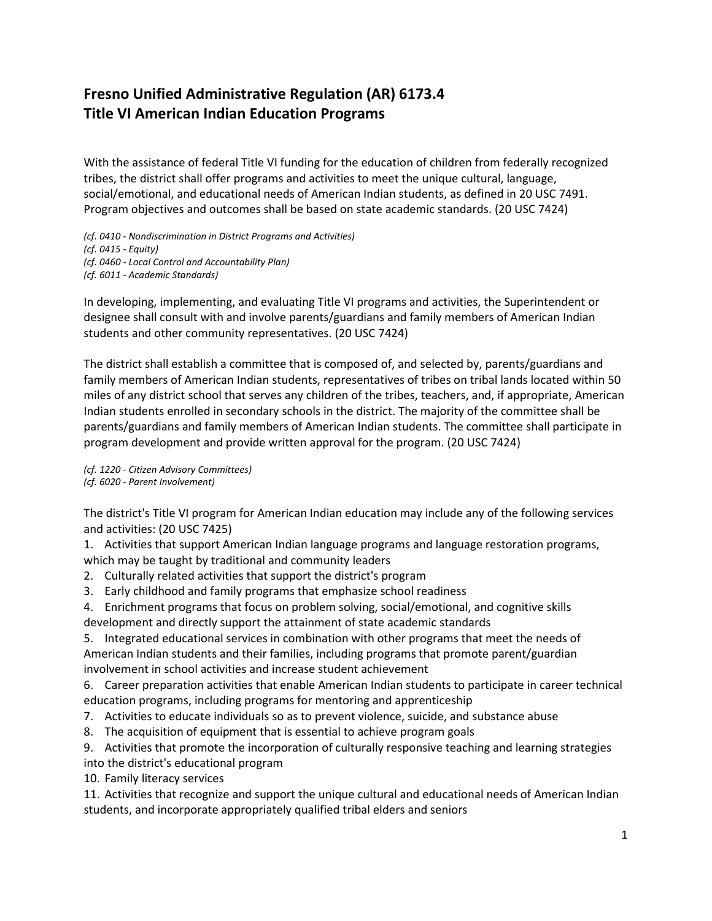# Fresno Unified Administrative Regulation (AR) 6173.4
# Title VI American Indian Education Programs

With the assistance of federal Title VI funding for the education of children from federally recognized tribes, the district shall offer programs and activities to meet the unique cultural, language, social/emotional, and educational needs of American Indian students, as defined in 20 USC 7491. Program objectives and outcomes shall be based on state academic standards. (20 USC 7424)

*(cf. 0410 - Nondiscrimination in District Programs and Activities)*
*(cf. 0415 - Equity)*
*(cf. 0460 - Local Control and Accountability Plan)*
*(cf. 6011 - Academic Standards)*

In developing, implementing, and evaluating Title VI programs and activities, the Superintendent or designee shall consult with and involve parents/guardians and family members of American Indian students and other community representatives. (20 USC 7424)

The district shall establish a committee that is composed of, and selected by, parents/guardians and family members of American Indian students, representatives of tribes on tribal lands located within 50 miles of any district school that serves any children of the tribes, teachers, and, if appropriate, American Indian students enrolled in secondary schools in the district. The majority of the committee shall be parents/guardians and family members of American Indian students. The committee shall participate in program development and provide written approval for the program. (20 USC 7424)

*(cf. 1220 - Citizen Advisory Committees)*
*(cf. 6020 - Parent Involvement)*

The district's Title VI program for American Indian education may include any of the following services and activities: (20 USC 7425)

1. Activities that support American Indian language programs and language restoration programs, which may be taught by traditional and community leaders
2. Culturally related activities that support the district's program
3. Early childhood and family programs that emphasize school readiness
4. Enrichment programs that focus on problem solving, social/emotional, and cognitive skills development and directly support the attainment of state academic standards
5. Integrated educational services in combination with other programs that meet the needs of American Indian students and their families, including programs that promote parent/guardian involvement in school activities and increase student achievement
6. Career preparation activities that enable American Indian students to participate in career technical education programs, including programs for mentoring and apprenticeship
7. Activities to educate individuals so as to prevent violence, suicide, and substance abuse
8. The acquisition of equipment that is essential to achieve program goals
9. Activities that promote the incorporation of culturally responsive teaching and learning strategies into the district's educational program
10. Family literacy services
11. Activities that recognize and support the unique cultural and educational needs of American Indian students, and incorporate appropriately qualified tribal elders and seniors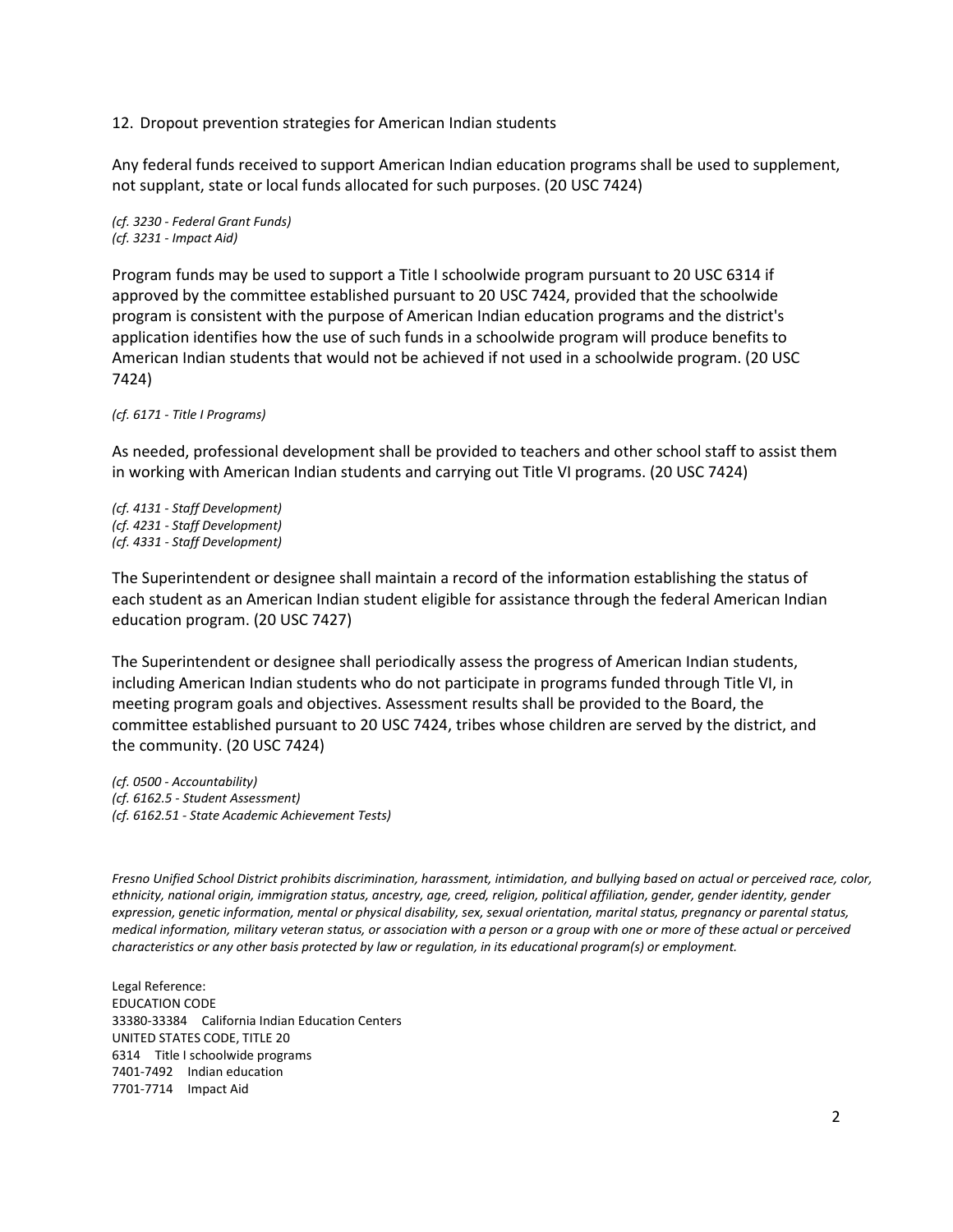12. Dropout prevention strategies for American Indian students

Any federal funds received to support American Indian education programs shall be used to supplement, not supplant, state or local funds allocated for such purposes. (20 USC 7424)

*(cf. 3230 - Federal Grant Funds)*
*(cf. 3231 - Impact Aid)*

Program funds may be used to support a Title I schoolwide program pursuant to 20 USC 6314 if approved by the committee established pursuant to 20 USC 7424, provided that the schoolwide program is consistent with the purpose of American Indian education programs and the district's application identifies how the use of such funds in a schoolwide program will produce benefits to American Indian students that would not be achieved if not used in a schoolwide program. (20 USC 7424)

*(cf. 6171 - Title I Programs)*

As needed, professional development shall be provided to teachers and other school staff to assist them in working with American Indian students and carrying out Title VI programs. (20 USC 7424)

*(cf. 4131 - Staff Development)*
*(cf. 4231 - Staff Development)*
*(cf. 4331 - Staff Development)*

The Superintendent or designee shall maintain a record of the information establishing the status of each student as an American Indian student eligible for assistance through the federal American Indian education program. (20 USC 7427)

The Superintendent or designee shall periodically assess the progress of American Indian students, including American Indian students who do not participate in programs funded through Title VI, in meeting program goals and objectives. Assessment results shall be provided to the Board, the committee established pursuant to 20 USC 7424, tribes whose children are served by the district, and the community. (20 USC 7424)

*(cf. 0500 - Accountability)*
*(cf. 6162.5 - Student Assessment)*
*(cf. 6162.51 - State Academic Achievement Tests)*

*Fresno Unified School District prohibits discrimination, harassment, intimidation, and bullying based on actual or perceived race, color, ethnicity, national origin, immigration status, ancestry, age, creed, religion, political affiliation, gender, gender identity, gender expression, genetic information, mental or physical disability, sex, sexual orientation, marital status, pregnancy or parental status, medical information, military veteran status, or association with a person or a group with one or more of these actual or perceived characteristics or any other basis protected by law or regulation, in its educational program(s) or employment.*

Legal Reference:
EDUCATION CODE
33380-33384 California Indian Education Centers
UNITED STATES CODE, TITLE 20
6314 Title I schoolwide programs
7401-7492 Indian education
7701-7714 Impact Aid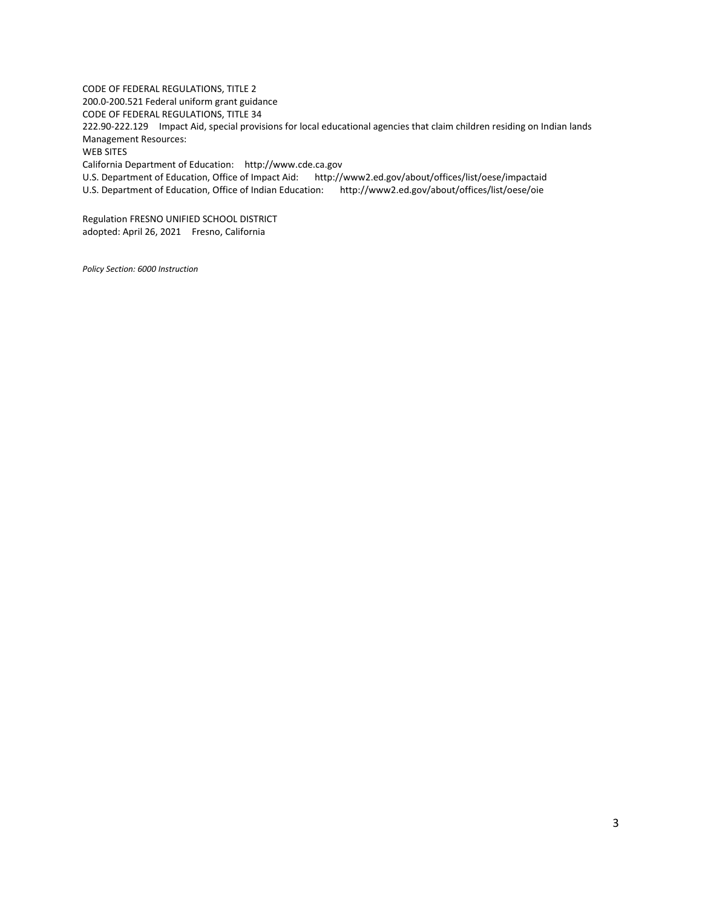CODE OF FEDERAL REGULATIONS, TITLE 2

200.0-200.521 Federal uniform grant guidance

CODE OF FEDERAL REGULATIONS, TITLE 34

222.90-222.129 Impact Aid, special provisions for local educational agencies that claim children residing on Indian lands

Management Resources:

WEB SITES

California Department of Education: http://www.cde.ca.gov

U.S. Department of Education, Office of Impact Aid: http://www2.ed.gov/about/offices/list/oese/impactaid

U.S. Department of Education, Office of Indian Education: http://www2.ed.gov/about/offices/list/oese/oie

Regulation FRESNO UNIFIED SCHOOL DISTRICT

adopted: April 26, 2021 Fresno, California

*Policy Section: 6000 Instruction*